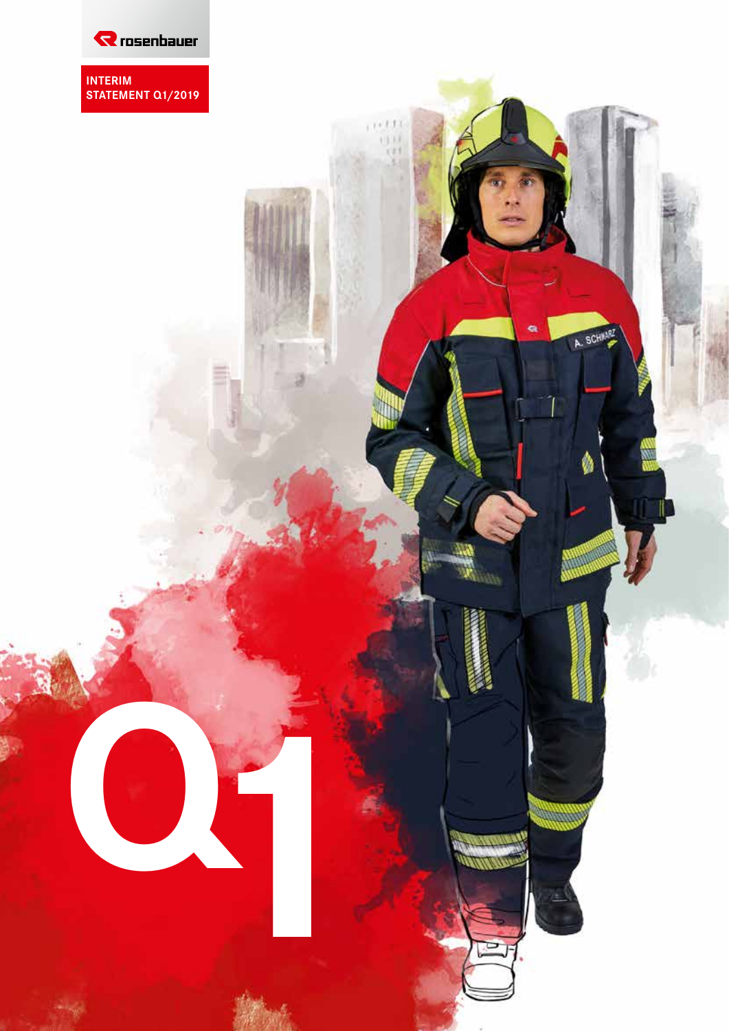rosenbauer

# INTERIM STATEMENT Q1/2019

Q1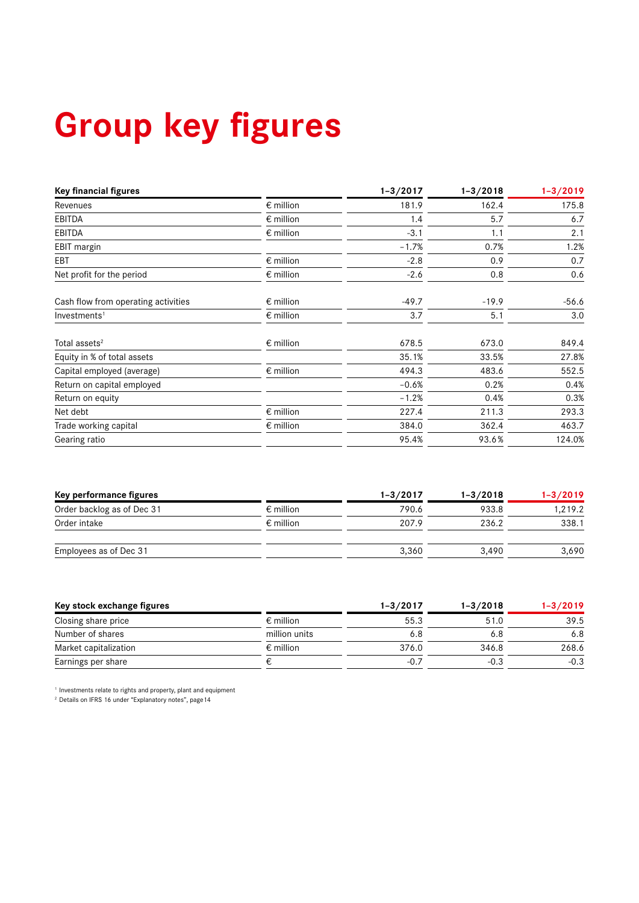# Group key figures

| Key financial figures | | 1–3/2017 | 1–3/2018 | 1–3/2019 |
|---|---|---|---|---|
| Revenues | € million | 181.9 | 162.4 | 175.8 |
| EBITDA | € million | 1.4 | 5.7 | 6.7 |
| EBITDA | € million | -3.1 | 1.1 | 2.1 |
| EBIT margin | | -1.7% | 0.7% | 1.2% |
| EBT | € million | -2.8 | 0.9 | 0.7 |
| Net profit for the period | € million | -2.6 | 0.8 | 0.6 |
| | | | | |
| Cash flow from operating activities | € million | -49.7 | -19.9 | -56.6 |
| Investments[1] | € million | 3.7 | 5.1 | 3.0 |
| | | | | |
| Total assets[2] | € million | 678.5 | 673.0 | 849.4 |
| Equity in % of total assets | | 35.1% | 33.5% | 27.8% |
| Capital employed (average) | € million | 494.3 | 483.6 | 552.5 |
| Return on capital employed | | -0.6% | 0.2% | 0.4% |
| Return on equity | | -1.2% | 0.4% | 0.3% |
| Net debt | € million | 227.4 | 211.3 | 293.3 |
| Trade working capital | € million | 384.0 | 362.4 | 463.7 |
| Gearing ratio | | 95.4% | 93.6% | 124.0% |

| Key performance figures | | 1–3/2017 | 1–3/2018 | 1–3/2019 |
|---|---|---|---|---|
| Order backlog as of Dec 31 | € million | 790.6 | 933.8 | 1,219.2 |
| Order intake | € million | 207.9 | 236.2 | 338.1 |
| | | | | |
| Employees as of Dec 31 | | 3,360 | 3,490 | 3,690 |

| Key stock exchange figures | | 1–3/2017 | 1–3/2018 | 1–3/2019 |
|---|---|---|---|---|
| Closing share price | € million | 55.3 | 51.0 | 39.5 |
| Number of shares | million units | 6.8 | 6.8 | 6.8 |
| Market capitalization | € million | 376.0 | 346.8 | 268.6 |
| Earnings per share | € | -0.7 | -0.3 | -0.3 |

[1] Investments relate to rights and property, plant and equipment
[2] Details on IFRS 16 under "Explanatory notes", page 14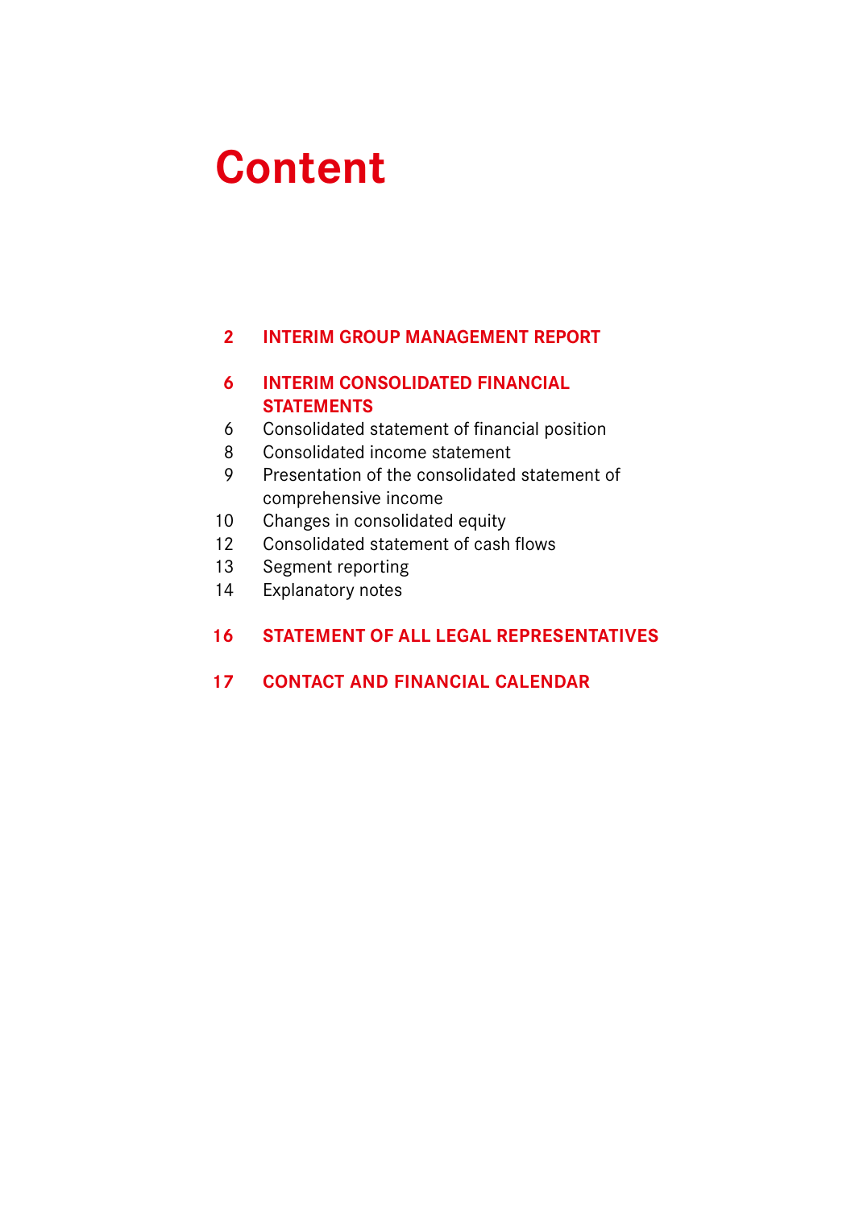# Content

**2 INTERIM GROUP MANAGEMENT REPORT**

**6 INTERIM CONSOLIDATED FINANCIAL STATEMENTS**

6 Consolidated statement of financial position

8 Consolidated income statement

9 Presentation of the consolidated statement of comprehensive income

10 Changes in consolidated equity

12 Consolidated statement of cash flows

13 Segment reporting

14 Explanatory notes

**16 STATEMENT OF ALL LEGAL REPRESENTATIVES**

**17 CONTACT AND FINANCIAL CALENDAR**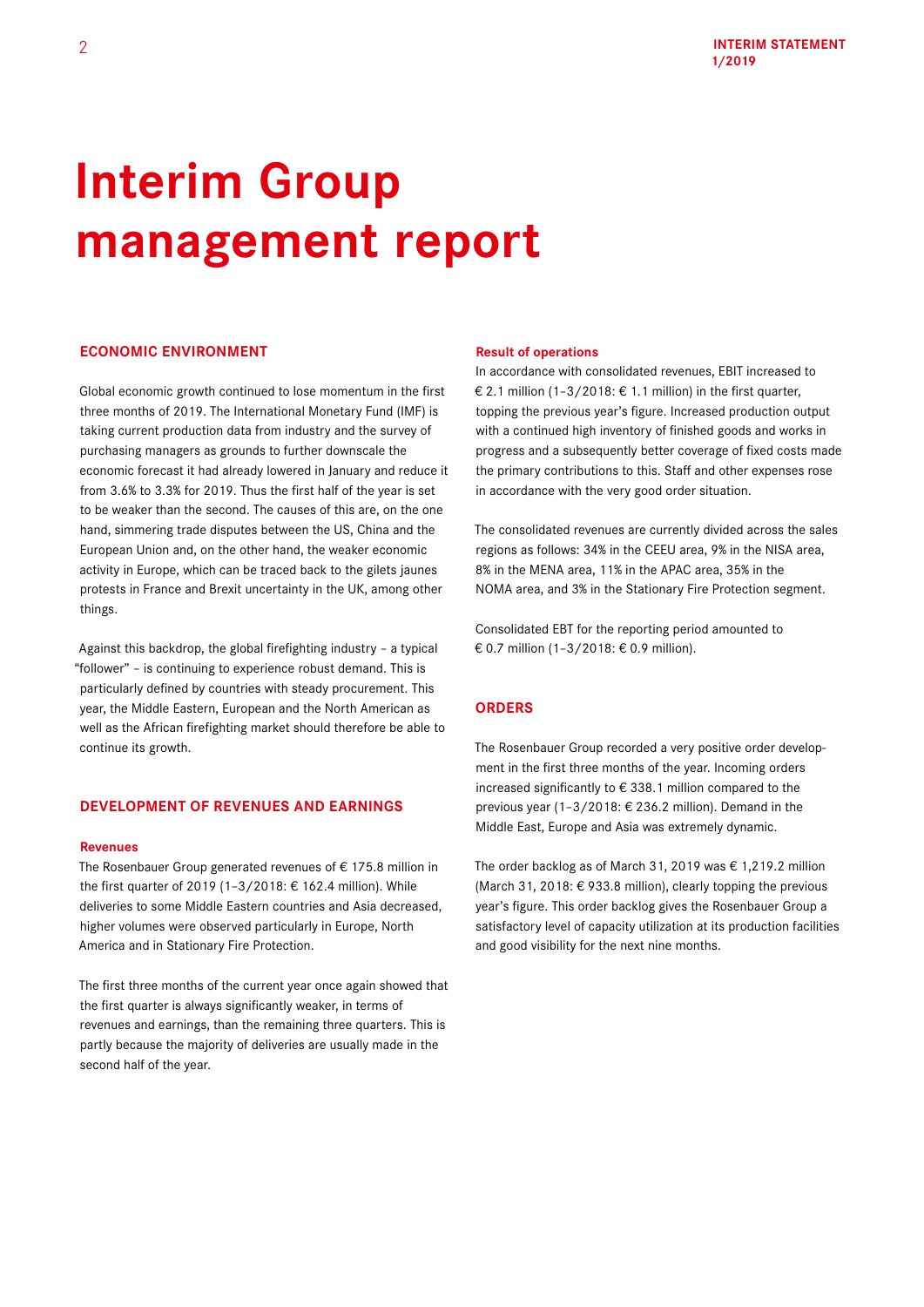# Interim Group management report

## ECONOMIC ENVIRONMENT

Global economic growth continued to lose momentum in the first three months of 2019. The International Monetary Fund (IMF) is taking current production data from industry and the survey of purchasing managers as grounds to further downscale the economic forecast it had already lowered in January and reduce it from 3.6% to 3.3% for 2019. Thus the first half of the year is set to be weaker than the second. The causes of this are, on the one hand, simmering trade disputes between the US, China and the European Union and, on the other hand, the weaker economic activity in Europe, which can be traced back to the gilets jaunes protests in France and Brexit uncertainty in the UK, among other things.

Against this backdrop, the global firefighting industry – a typical "follower" – is continuing to experience robust demand. This is particularly defined by countries with steady procurement. This year, the Middle Eastern, European and the North American as well as the African firefighting market should therefore be able to continue its growth.

## DEVELOPMENT OF REVENUES AND EARNINGS

### Revenues

The Rosenbauer Group generated revenues of € 175.8 million in the first quarter of 2019 (1–3/2018: € 162.4 million). While deliveries to some Middle Eastern countries and Asia decreased, higher volumes were observed particularly in Europe, North America and in Stationary Fire Protection.

The first three months of the current year once again showed that the first quarter is always significantly weaker, in terms of revenues and earnings, than the remaining three quarters. This is partly because the majority of deliveries are usually made in the second half of the year.

### Result of operations

In accordance with consolidated revenues, EBIT increased to € 2.1 million (1–3/2018: € 1.1 million) in the first quarter, topping the previous year's figure. Increased production output with a continued high inventory of finished goods and works in progress and a subsequently better coverage of fixed costs made the primary contributions to this. Staff and other expenses rose in accordance with the very good order situation.

The consolidated revenues are currently divided across the sales regions as follows: 34% in the CEEU area, 9% in the NISA area, 8% in the MENA area, 11% in the APAC area, 35% in the NOMA area, and 3% in the Stationary Fire Protection segment.

Consolidated EBT for the reporting period amounted to € 0.7 million (1–3/2018: € 0.9 million).

## ORDERS

The Rosenbauer Group recorded a very positive order development in the first three months of the year. Incoming orders increased significantly to € 338.1 million compared to the previous year (1–3/2018: € 236.2 million). Demand in the Middle East, Europe and Asia was extremely dynamic.

The order backlog as of March 31, 2019 was € 1,219.2 million (March 31, 2018: € 933.8 million), clearly topping the previous year's figure. This order backlog gives the Rosenbauer Group a satisfactory level of capacity utilization at its production facilities and good visibility for the next nine months.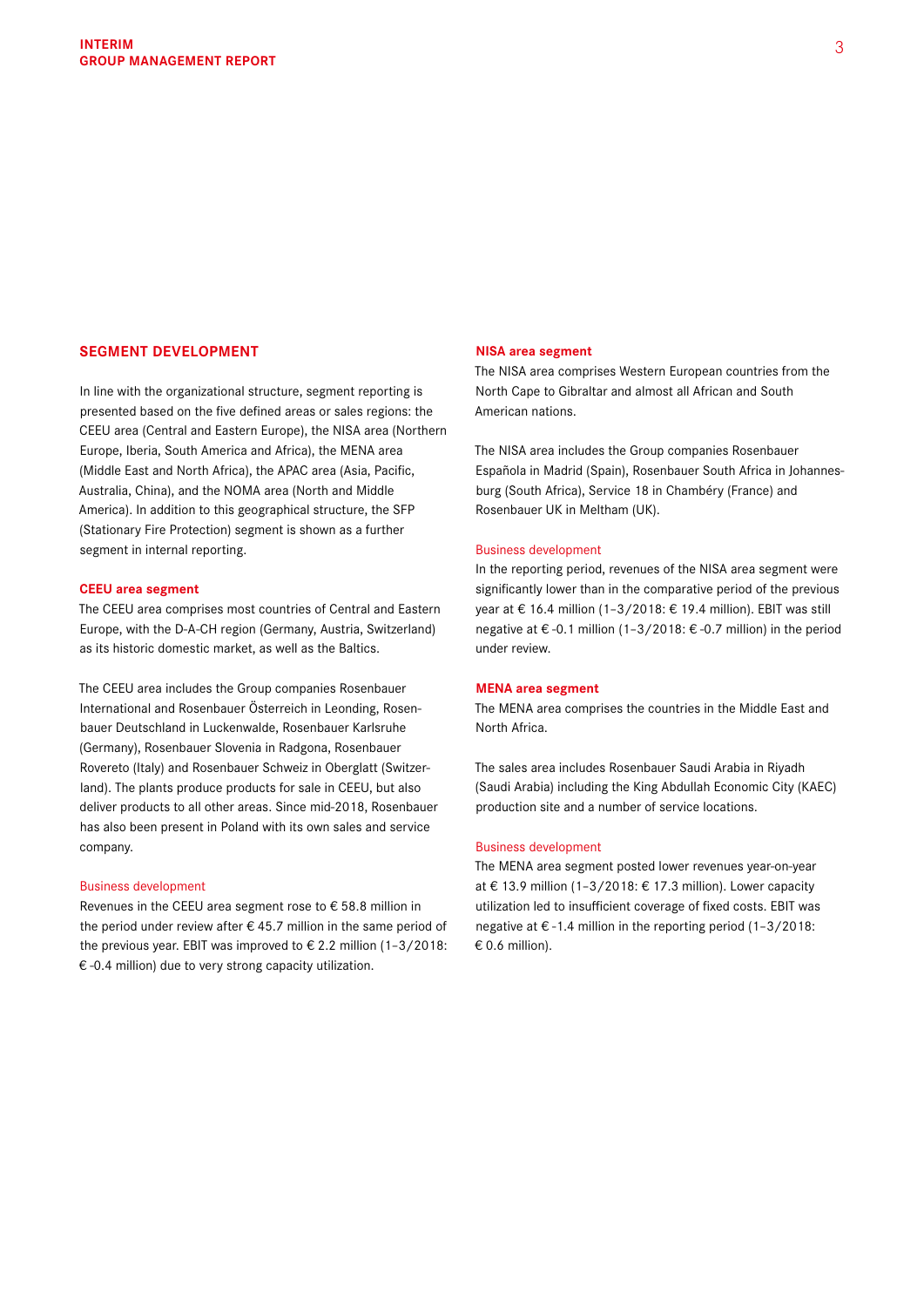## SEGMENT DEVELOPMENT

In line with the organizational structure, segment reporting is presented based on the five defined areas or sales regions: the CEEU area (Central and Eastern Europe), the NISA area (Northern Europe, Iberia, South America and Africa), the MENA area (Middle East and North Africa), the APAC area (Asia, Pacific, Australia, China), and the NOMA area (North and Middle America). In addition to this geographical structure, the SFP (Stationary Fire Protection) segment is shown as a further segment in internal reporting.

### CEEU area segment

The CEEU area comprises most countries of Central and Eastern Europe, with the D-A-CH region (Germany, Austria, Switzerland) as its historic domestic market, as well as the Baltics.

The CEEU area includes the Group companies Rosenbauer International and Rosenbauer Österreich in Leonding, Rosenbauer Deutschland in Luckenwalde, Rosenbauer Karlsruhe (Germany), Rosenbauer Slovenia in Radgona, Rosenbauer Rovereto (Italy) and Rosenbauer Schweiz in Oberglatt (Switzerland). The plants produce products for sale in CEEU, but also deliver products to all other areas. Since mid-2018, Rosenbauer has also been present in Poland with its own sales and service company.

#### Business development

Revenues in the CEEU area segment rose to € 58.8 million in the period under review after € 45.7 million in the same period of the previous year. EBIT was improved to € 2.2 million (1–3/2018: € -0.4 million) due to very strong capacity utilization.

### NISA area segment

The NISA area comprises Western European countries from the North Cape to Gibraltar and almost all African and South American nations.

The NISA area includes the Group companies Rosenbauer Española in Madrid (Spain), Rosenbauer South Africa in Johannesburg (South Africa), Service 18 in Chambéry (France) and Rosenbauer UK in Meltham (UK).

#### Business development

In the reporting period, revenues of the NISA area segment were significantly lower than in the comparative period of the previous year at € 16.4 million (1–3/2018: € 19.4 million). EBIT was still negative at € -0.1 million (1–3/2018: € -0.7 million) in the period under review.

### MENA area segment

The MENA area comprises the countries in the Middle East and North Africa.

The sales area includes Rosenbauer Saudi Arabia in Riyadh (Saudi Arabia) including the King Abdullah Economic City (KAEC) production site and a number of service locations.

#### Business development

The MENA area segment posted lower revenues year-on-year at € 13.9 million (1–3/2018: € 17.3 million). Lower capacity utilization led to insufficient coverage of fixed costs. EBIT was negative at € -1.4 million in the reporting period (1–3/2018: € 0.6 million).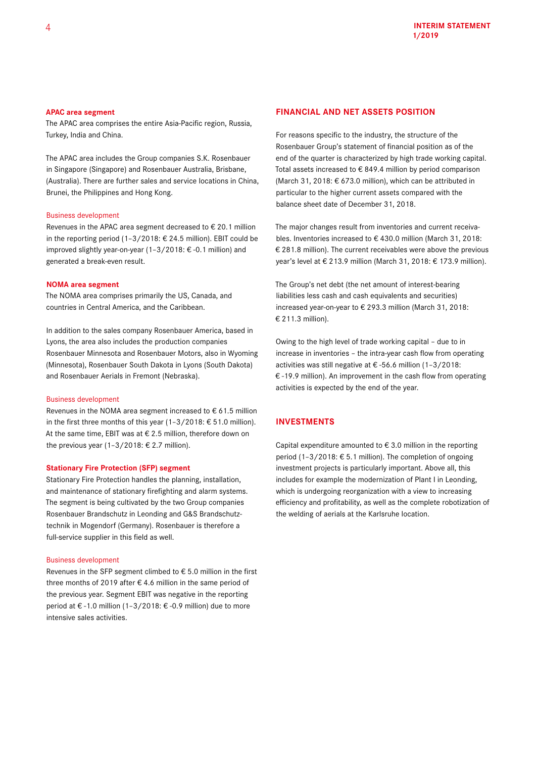## APAC area segment

The APAC area comprises the entire Asia-Pacific region, Russia, Turkey, India and China.

The APAC area includes the Group companies S.K. Rosenbauer in Singapore (Singapore) and Rosenbauer Australia, Brisbane, (Australia). There are further sales and service locations in China, Brunei, the Philippines and Hong Kong.

### Business development

Revenues in the APAC area segment decreased to € 20.1 million in the reporting period (1–3/2018: € 24.5 million). EBIT could be improved slightly year-on-year (1–3/2018: € -0.1 million) and generated a break-even result.

## NOMA area segment

The NOMA area comprises primarily the US, Canada, and countries in Central America, and the Caribbean.

In addition to the sales company Rosenbauer America, based in Lyons, the area also includes the production companies Rosenbauer Minnesota and Rosenbauer Motors, also in Wyoming (Minnesota), Rosenbauer South Dakota in Lyons (South Dakota) and Rosenbauer Aerials in Fremont (Nebraska).

### Business development

Revenues in the NOMA area segment increased to € 61.5 million in the first three months of this year (1–3/2018: € 51.0 million). At the same time, EBIT was at € 2.5 million, therefore down on the previous year (1–3/2018: € 2.7 million).

## Stationary Fire Protection (SFP) segment

Stationary Fire Protection handles the planning, installation, and maintenance of stationary firefighting and alarm systems. The segment is being cultivated by the two Group companies Rosenbauer Brandschutz in Leonding and G&S Brandschutztechnik in Mogendorf (Germany). Rosenbauer is therefore a full-service supplier in this field as well.

### Business development

Revenues in the SFP segment climbed to € 5.0 million in the first three months of 2019 after € 4.6 million in the same period of the previous year. Segment EBIT was negative in the reporting period at € -1.0 million (1–3/2018: € -0.9 million) due to more intensive sales activities.

# FINANCIAL AND NET ASSETS POSITION

For reasons specific to the industry, the structure of the Rosenbauer Group's statement of financial position as of the end of the quarter is characterized by high trade working capital. Total assets increased to € 849.4 million by period comparison (March 31, 2018: € 673.0 million), which can be attributed in particular to the higher current assets compared with the balance sheet date of December 31, 2018.

The major changes result from inventories and current receivables. Inventories increased to € 430.0 million (March 31, 2018: € 281.8 million). The current receivables were above the previous year's level at € 213.9 million (March 31, 2018: € 173.9 million).

The Group's net debt (the net amount of interest-bearing liabilities less cash and cash equivalents and securities) increased year-on-year to € 293.3 million (March 31, 2018: € 211.3 million).

Owing to the high level of trade working capital – due to in increase in inventories – the intra-year cash flow from operating activities was still negative at € -56.6 million (1–3/2018: € -19.9 million). An improvement in the cash flow from operating activities is expected by the end of the year.

# INVESTMENTS

Capital expenditure amounted to € 3.0 million in the reporting period (1–3/2018: € 5.1 million). The completion of ongoing investment projects is particularly important. Above all, this includes for example the modernization of Plant I in Leonding, which is undergoing reorganization with a view to increasing efficiency and profitability, as well as the complete robotization of the welding of aerials at the Karlsruhe location.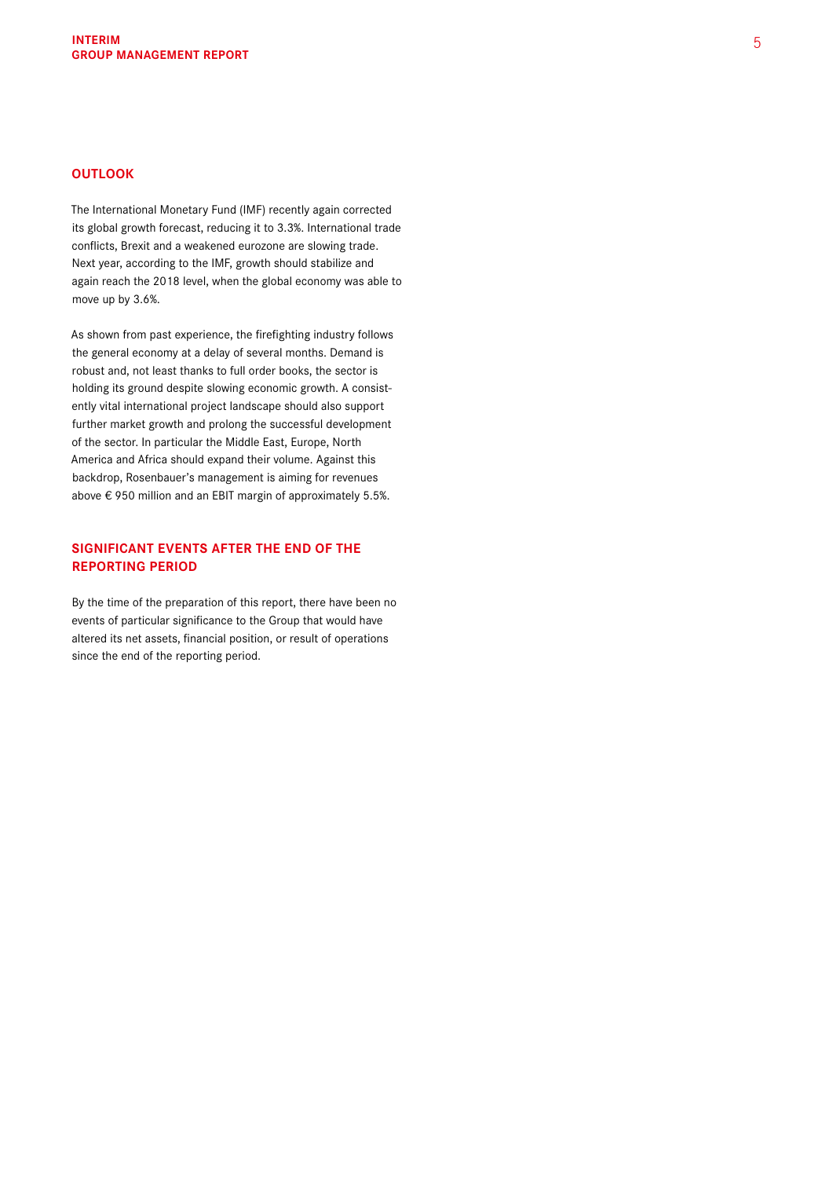## OUTLOOK

The International Monetary Fund (IMF) recently again corrected its global growth forecast, reducing it to 3.3%. International trade conflicts, Brexit and a weakened eurozone are slowing trade. Next year, according to the IMF, growth should stabilize and again reach the 2018 level, when the global economy was able to move up by 3.6%.

As shown from past experience, the firefighting industry follows the general economy at a delay of several months. Demand is robust and, not least thanks to full order books, the sector is holding its ground despite slowing economic growth. A consistently vital international project landscape should also support further market growth and prolong the successful development of the sector. In particular the Middle East, Europe, North America and Africa should expand their volume. Against this backdrop, Rosenbauer's management is aiming for revenues above € 950 million and an EBIT margin of approximately 5.5%.

## SIGNIFICANT EVENTS AFTER THE END OF THE REPORTING PERIOD

By the time of the preparation of this report, there have been no events of particular significance to the Group that would have altered its net assets, financial position, or result of operations since the end of the reporting period.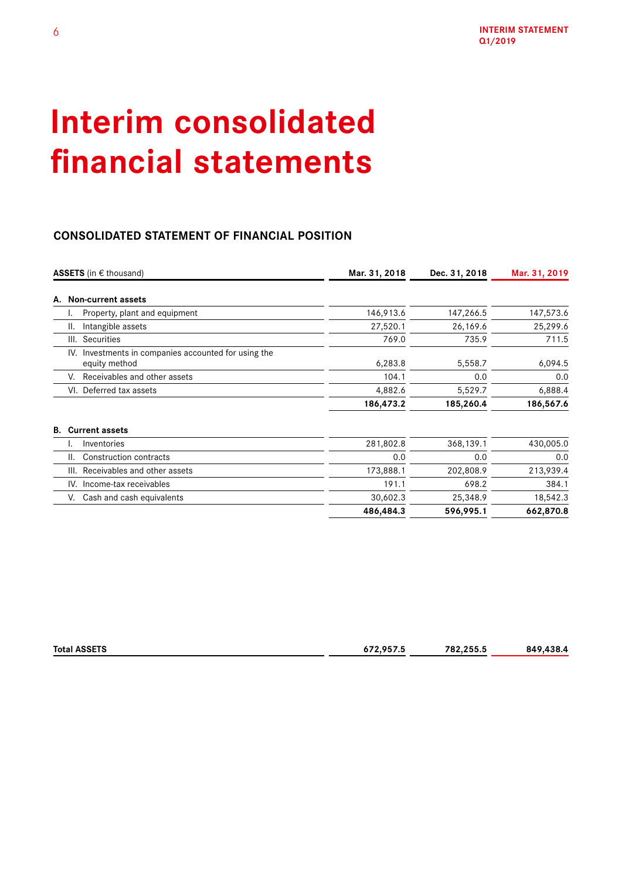# Interim consolidated financial statements

## CONSOLIDATED STATEMENT OF FINANCIAL POSITION

| **ASSETS** (in € thousand) | Mar. 31, 2018 | Dec. 31, 2018 | Mar. 31, 2019 |
|---|---|---|---|
| **A. Non-current assets** | | | |
| I. Property, plant and equipment | 146,913.6 | 147,266.5 | 147,573.6 |
| II. Intangible assets | 27,520.1 | 26,169.6 | 25,299.6 |
| III. Securities | 769.0 | 735.9 | 711.5 |
| IV. Investments in companies accounted for using the equity method | 6,283.8 | 5,558.7 | 6,094.5 |
| V. Receivables and other assets | 104.1 | 0.0 | 0.0 |
| VI. Deferred tax assets | 4,882.6 | 5,529.7 | 6,888.4 |
| | **186,473.2** | **185,260.4** | **186,567.6** |
| **B. Current assets** | | | |
| I. Inventories | 281,802.8 | 368,139.1 | 430,005.0 |
| II. Construction contracts | 0.0 | 0.0 | 0.0 |
| III. Receivables and other assets | 173,888.1 | 202,808.9 | 213,939.4 |
| IV. Income-tax receivables | 191.1 | 698.2 | 384.1 |
| V. Cash and cash equivalents | 30,602.3 | 25,348.9 | 18,542.3 |
| | **486,484.3** | **596,995.1** | **662,870.8** |
| **Total ASSETS** | **672,957.5** | **782,255.5** | **849,438.4** |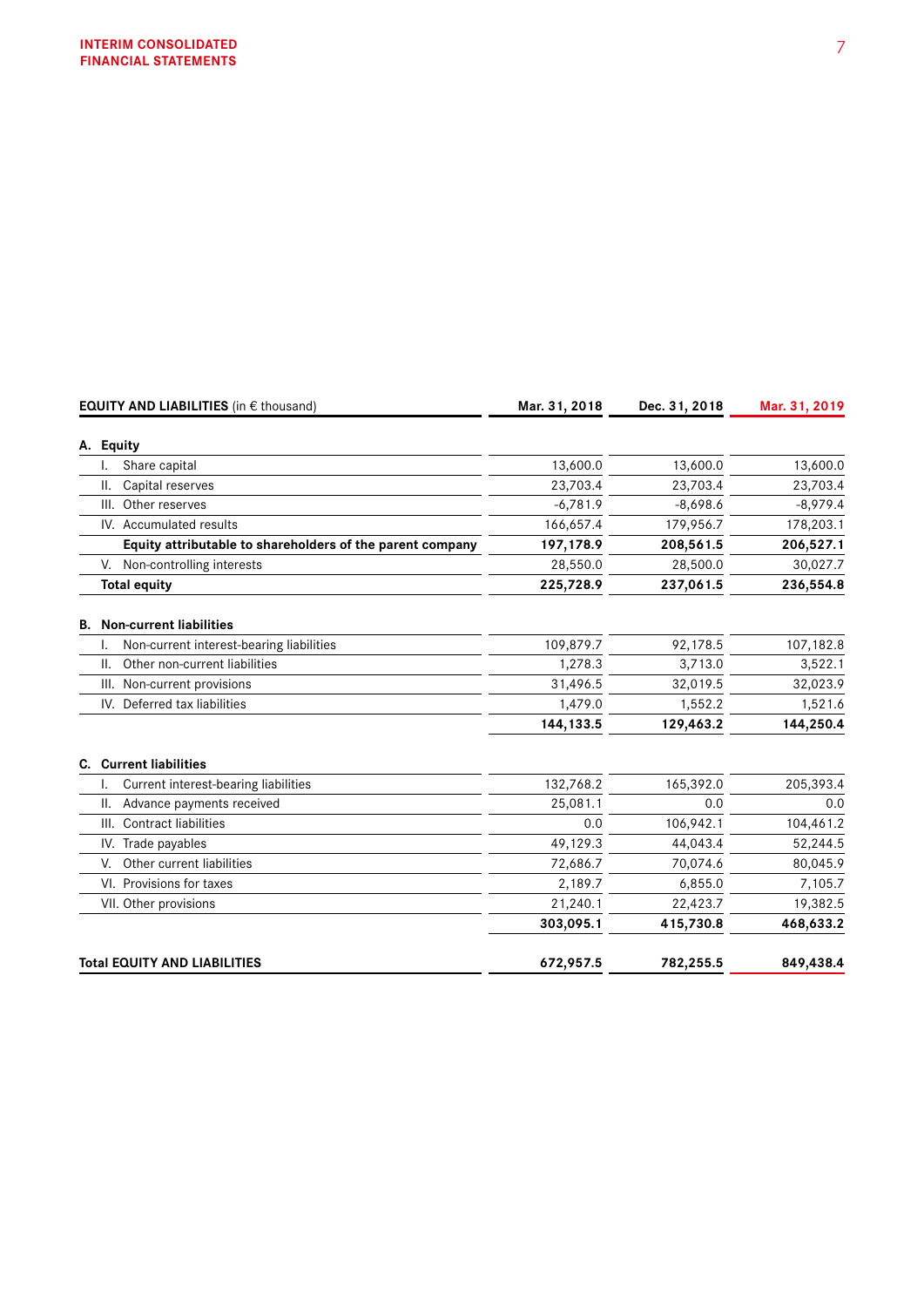| EQUITY AND LIABILITIES (in € thousand) | Mar. 31, 2018 | Dec. 31, 2018 | Mar. 31, 2019 |
|---|---|---|---|
| **A. Equity** | | | |
| I. Share capital | 13,600.0 | 13,600.0 | 13,600.0 |
| II. Capital reserves | 23,703.4 | 23,703.4 | 23,703.4 |
| III. Other reserves | -6,781.9 | -8,698.6 | -8,979.4 |
| IV. Accumulated results | 166,657.4 | 179,956.7 | 178,203.1 |
| **Equity attributable to shareholders of the parent company** | **197,178.9** | **208,561.5** | **206,527.1** |
| V. Non-controlling interests | 28,550.0 | 28,500.0 | 30,027.7 |
| **Total equity** | **225,728.9** | **237,061.5** | **236,554.8** |
| **B. Non-current liabilities** | | | |
| I. Non-current interest-bearing liabilities | 109,879.7 | 92,178.5 | 107,182.8 |
| II. Other non-current liabilities | 1,278.3 | 3,713.0 | 3,522.1 |
| III. Non-current provisions | 31,496.5 | 32,019.5 | 32,023.9 |
| IV. Deferred tax liabilities | 1,479.0 | 1,552.2 | 1,521.6 |
| | **144,133.5** | **129,463.2** | **144,250.4** |
| **C. Current liabilities** | | | |
| I. Current interest-bearing liabilities | 132,768.2 | 165,392.0 | 205,393.4 |
| II. Advance payments received | 25,081.1 | 0.0 | 0.0 |
| III. Contract liabilities | 0.0 | 106,942.1 | 104,461.2 |
| IV. Trade payables | 49,129.3 | 44,043.4 | 52,244.5 |
| V. Other current liabilities | 72,686.7 | 70,074.6 | 80,045.9 |
| VI. Provisions for taxes | 2,189.7 | 6,855.0 | 7,105.7 |
| VII. Other provisions | 21,240.1 | 22,423.7 | 19,382.5 |
| | **303,095.1** | **415,730.8** | **468,633.2** |
| **Total EQUITY AND LIABILITIES** | **672,957.5** | **782,255.5** | **849,438.4** |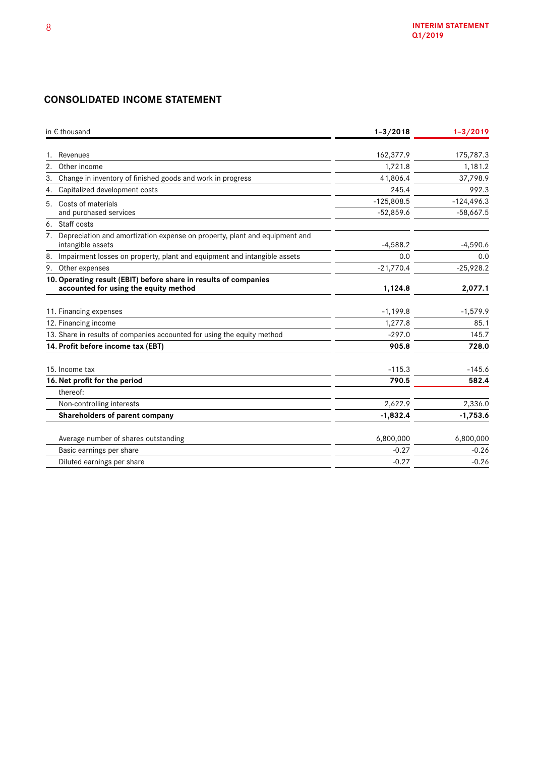## CONSOLIDATED INCOME STATEMENT

| in € thousand | 1–3/2018 | 1–3/2019 |
|---|---|---|
| 1. Revenues | 162,377.9 | 175,787.3 |
| 2. Other income | 1,721.8 | 1,181.2 |
| 3. Change in inventory of finished goods and work in progress | 41,806.4 | 37,798.9 |
| 4. Capitalized development costs | 245.4 | 992.3 |
| 5. Costs of materials | -125,808.5 | -124,496.3 |
| and purchased services | -52,859.6 | -58,667.5 |
| 6. Staff costs | | |
| 7. Depreciation and amortization expense on property, plant and equipment and intangible assets | -4,588.2 | -4,590.6 |
| 8. Impairment losses on property, plant and equipment and intangible assets | 0.0 | 0.0 |
| 9. Other expenses | -21,770.4 | -25,928.2 |
| **10. Operating result (EBIT) before share in results of companies accounted for using the equity method** | **1,124.8** | **2,077.1** |
| 11. Financing expenses | -1,199.8 | -1,579.9 |
| 12. Financing income | 1,277.8 | 85.1 |
| 13. Share in results of companies accounted for using the equity method | -297.0 | 145.7 |
| **14. Profit before income tax (EBT)** | **905.8** | **728.0** |
| 15. Income tax | -115.3 | -145.6 |
| **16. Net profit for the period** | **790.5** | **582.4** |
| thereof: | | |
| Non-controlling interests | 2,622.9 | 2,336.0 |
| **Shareholders of parent company** | **-1,832.4** | **-1,753.6** |
| Average number of shares outstanding | 6,800,000 | 6,800,000 |
| Basic earnings per share | -0.27 | -0.26 |
| Diluted earnings per share | -0.27 | -0.26 |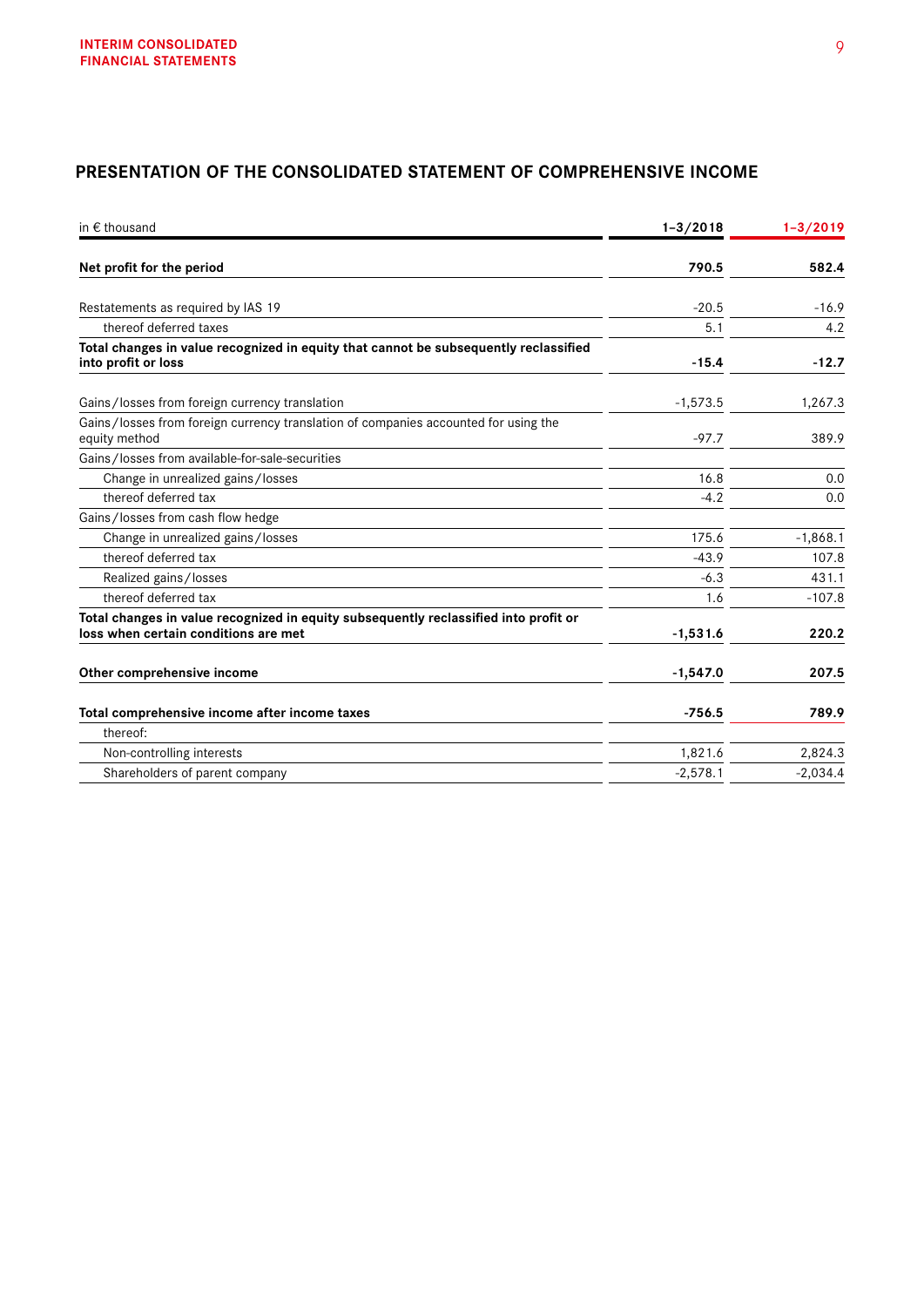## PRESENTATION OF THE CONSOLIDATED STATEMENT OF COMPREHENSIVE INCOME

| in € thousand | 1–3/2018 | 1–3/2019 |
|---|---|---|
| **Net profit for the period** | **790.5** | **582.4** |
| Restatements as required by IAS 19 | -20.5 | -16.9 |
| thereof deferred taxes | 5.1 | 4.2 |
| **Total changes in value recognized in equity that cannot be subsequently reclassified into profit or loss** | **-15.4** | **-12.7** |
| Gains / losses from foreign currency translation | -1,573.5 | 1,267.3 |
| Gains / losses from foreign currency translation of companies accounted for using the equity method | -97.7 | 389.9 |
| Gains / losses from available-for-sale-securities | | |
| Change in unrealized gains / losses | 16.8 | 0.0 |
| thereof deferred tax | -4.2 | 0.0 |
| Gains / losses from cash flow hedge | | |
| Change in unrealized gains / losses | 175.6 | -1,868.1 |
| thereof deferred tax | -43.9 | 107.8 |
| Realized gains / losses | -6.3 | 431.1 |
| thereof deferred tax | 1.6 | -107.8 |
| **Total changes in value recognized in equity subsequently reclassified into profit or loss when certain conditions are met** | **-1,531.6** | **220.2** |
| **Other comprehensive income** | **-1,547.0** | **207.5** |
| **Total comprehensive income after income taxes** | **-756.5** | **789.9** |
| thereof: | | |
| Non-controlling interests | 1,821.6 | 2,824.3 |
| Shareholders of parent company | -2,578.1 | -2,034.4 |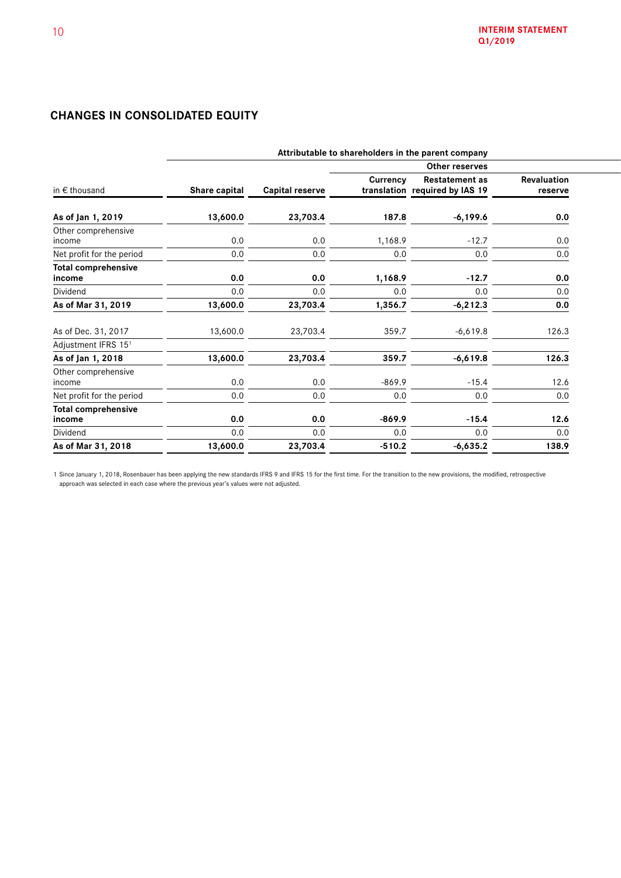## CHANGES IN CONSOLIDATED EQUITY

| | Attributable to shareholders in the parent company | | | | |
|---|---|---|---|---|---|
| | | | Other reserves | | |
| in € thousand | Share capital | Capital reserve | Currency translation | Restatement as required by IAS 19 | Revaluation reserve |
| **As of Jan 1, 2019** | **13,600.0** | **23,703.4** | **187.8** | **-6,199.6** | **0.0** |
| Other comprehensive income | 0.0 | 0.0 | 1,168.9 | -12.7 | 0.0 |
| Net profit for the period | 0.0 | 0.0 | 0.0 | 0.0 | 0.0 |
| **Total comprehensive income** | **0.0** | **0.0** | **1,168.9** | **-12.7** | **0.0** |
| Dividend | 0.0 | 0.0 | 0.0 | 0.0 | 0.0 |
| **As of Mar 31, 2019** | **13,600.0** | **23,703.4** | **1,356.7** | **-6,212.3** | **0.0** |
| As of Dec. 31, 2017 | 13,600.0 | 23,703.4 | 359.7 | -6,619.8 | 126.3 |
| Adjustment IFRS 15[1] | | | | | |
| **As of Jan 1, 2018** | **13,600.0** | **23,703.4** | **359.7** | **-6,619.8** | **126.3** |
| Other comprehensive income | 0.0 | 0.0 | -869.9 | -15.4 | 12.6 |
| Net profit for the period | 0.0 | 0.0 | 0.0 | 0.0 | 0.0 |
| **Total comprehensive income** | **0.0** | **0.0** | **-869.9** | **-15.4** | **12.6** |
| Dividend | 0.0 | 0.0 | 0.0 | 0.0 | 0.0 |
| **As of Mar 31, 2018** | **13,600.0** | **23,703.4** | **-510.2** | **-6,635.2** | **138.9** |

1 Since January 1, 2018, Rosenbauer has been applying the new standards IFRS 9 and IFRS 15 for the first time. For the transition to the new provisions, the modified, retrospective approach was selected in each case where the previous year's values were not adjusted.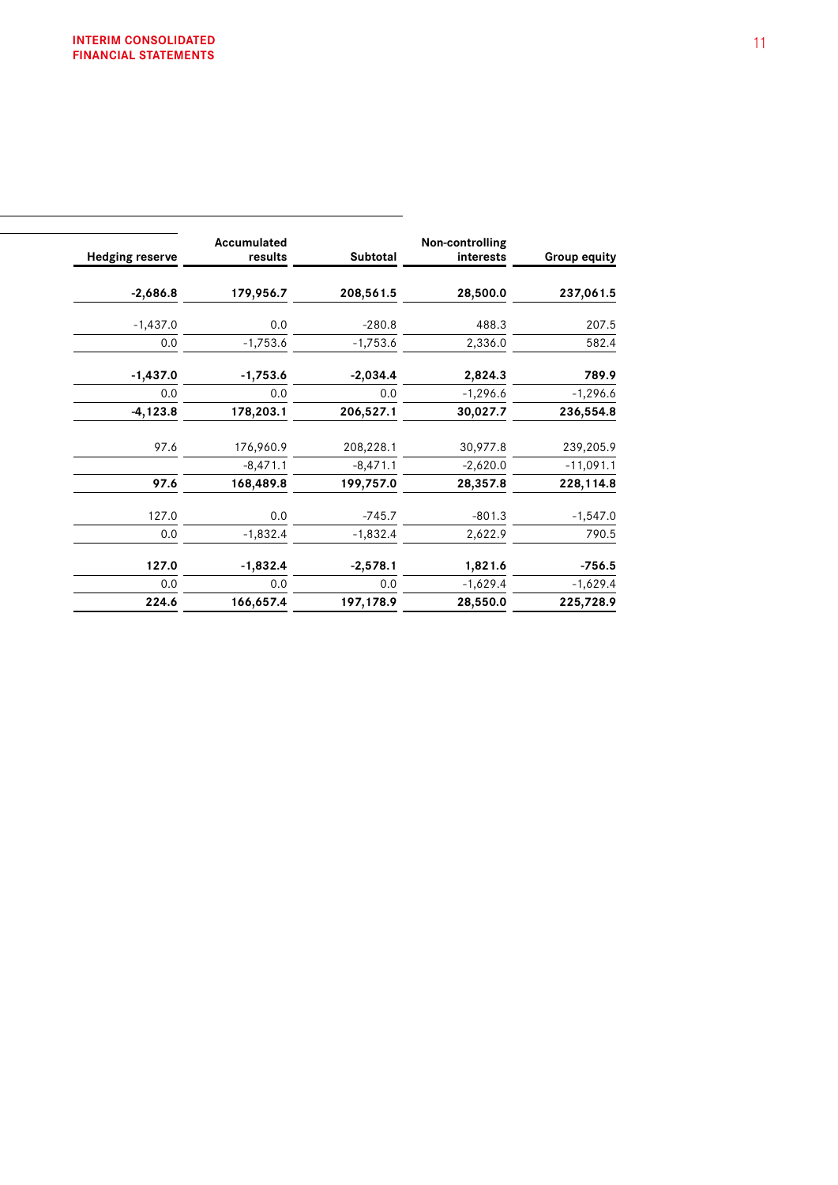| Hedging reserve | Accumulated results | Subtotal | Non-controlling interests | Group equity |
|---|---|---|---|---|
| **-2,686.8** | **179,956.7** | **208,561.5** | **28,500.0** | **237,061.5** |
| -1,437.0 | 0.0 | -280.8 | 488.3 | 207.5 |
| 0.0 | -1,753.6 | -1,753.6 | 2,336.0 | 582.4 |
| **-1,437.0** | **-1,753.6** | **-2,034.4** | **2,824.3** | **789.9** |
| 0.0 | 0.0 | 0.0 | -1,296.6 | -1,296.6 |
| **-4,123.8** | **178,203.1** | **206,527.1** | **30,027.7** | **236,554.8** |
| 97.6 | 176,960.9 | 208,228.1 | 30,977.8 | 239,205.9 |
| | -8,471.1 | -8,471.1 | -2,620.0 | -11,091.1 |
| **97.6** | **168,489.8** | **199,757.0** | **28,357.8** | **228,114.8** |
| 127.0 | 0.0 | -745.7 | -801.3 | -1,547.0 |
| 0.0 | -1,832.4 | -1,832.4 | 2,622.9 | 790.5 |
| **127.0** | **-1,832.4** | **-2,578.1** | **1,821.6** | **-756.5** |
| 0.0 | 0.0 | 0.0 | -1,629.4 | -1,629.4 |
| **224.6** | **166,657.4** | **197,178.9** | **28,550.0** | **225,728.9** |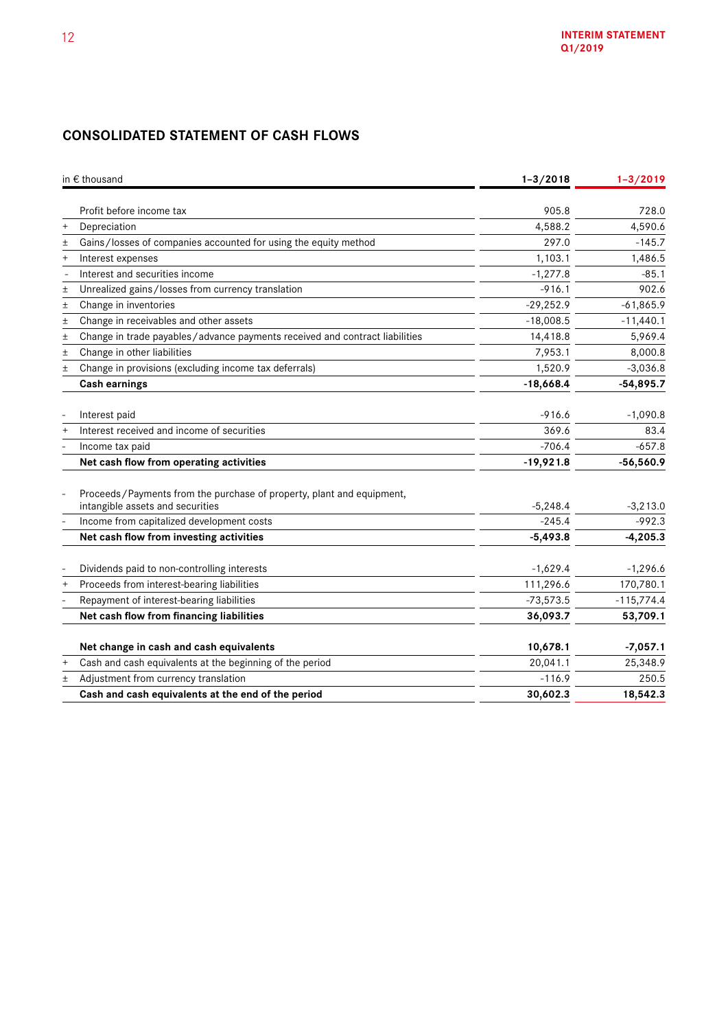## CONSOLIDATED STATEMENT OF CASH FLOWS

| | in € thousand | 1–3/2018 | 1–3/2019 |
|---|---|---|---|
| | Profit before income tax | 905.8 | 728.0 |
| + | Depreciation | 4,588.2 | 4,590.6 |
| ± | Gains/losses of companies accounted for using the equity method | 297.0 | -145.7 |
| + | Interest expenses | 1,103.1 | 1,486.5 |
| - | Interest and securities income | -1,277.8 | -85.1 |
| ± | Unrealized gains/losses from currency translation | -916.1 | 902.6 |
| ± | Change in inventories | -29,252.9 | -61,865.9 |
| ± | Change in receivables and other assets | -18,008.5 | -11,440.1 |
| ± | Change in trade payables/advance payments received and contract liabilities | 14,418.8 | 5,969.4 |
| ± | Change in other liabilities | 7,953.1 | 8,000.8 |
| ± | Change in provisions (excluding income tax deferrals) | 1,520.9 | -3,036.8 |
| | **Cash earnings** | **-18,668.4** | **-54,895.7** |
| - | Interest paid | -916.6 | -1,090.8 |
| + | Interest received and income of securities | 369.6 | 83.4 |
| - | Income tax paid | -706.4 | -657.8 |
| | **Net cash flow from operating activities** | **-19,921.8** | **-56,560.9** |
| - | Proceeds/Payments from the purchase of property, plant and equipment, intangible assets and securities | -5,248.4 | -3,213.0 |
| - | Income from capitalized development costs | -245.4 | -992.3 |
| | **Net cash flow from investing activities** | **-5,493.8** | **-4,205.3** |
| - | Dividends paid to non-controlling interests | -1,629.4 | -1,296.6 |
| + | Proceeds from interest-bearing liabilities | 111,296.6 | 170,780.1 |
| - | Repayment of interest-bearing liabilities | -73,573.5 | -115,774.4 |
| | **Net cash flow from financing liabilities** | **36,093.7** | **53,709.1** |
| | **Net change in cash and cash equivalents** | **10,678.1** | **-7,057.1** |
| + | Cash and cash equivalents at the beginning of the period | 20,041.1 | 25,348.9 |
| ± | Adjustment from currency translation | -116.9 | 250.5 |
| | **Cash and cash equivalents at the end of the period** | **30,602.3** | **18,542.3** |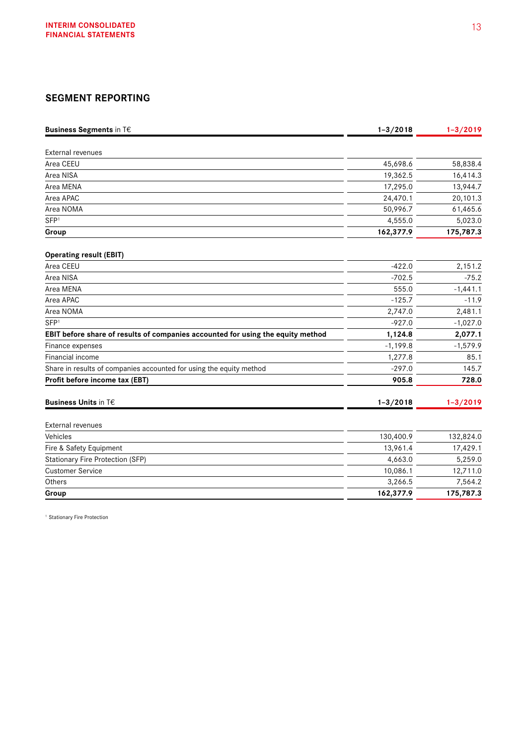## SEGMENT REPORTING

| **Business Segments** in T€ | **1–3/2018** | **1–3/2019** |
|---|---|---|
| External revenues | | |
| Area CEEU | 45,698.6 | 58,838.4 |
| Area NISA | 19,362.5 | 16,414.3 |
| Area MENA | 17,295.0 | 13,944.7 |
| Area APAC | 24,470.1 | 20,101.3 |
| Area NOMA | 50,996.7 | 61,465.6 |
| SFP[1] | 4,555.0 | 5,023.0 |
| **Group** | **162,377.9** | **175,787.3** |
| **Operating result (EBIT)** | | |
| Area CEEU | -422.0 | 2,151.2 |
| Area NISA | -702.5 | -75.2 |
| Area MENA | 555.0 | -1,441.1 |
| Area APAC | -125.7 | -11.9 |
| Area NOMA | 2,747.0 | 2,481.1 |
| SFP[1] | -927.0 | -1,027.0 |
| **EBIT before share of results of companies accounted for using the equity method** | **1,124.8** | **2,077.1** |
| Finance expenses | -1,199.8 | -1,579.9 |
| Financial income | 1,277.8 | 85.1 |
| Share in results of companies accounted for using the equity method | -297.0 | 145.7 |
| **Profit before income tax (EBT)** | **905.8** | **728.0** |

| **Business Units** in T€ | **1–3/2018** | **1–3/2019** |
|---|---|---|
| External revenues | | |
| Vehicles | 130,400.9 | 132,824.0 |
| Fire & Safety Equipment | 13,961.4 | 17,429.1 |
| Stationary Fire Protection (SFP) | 4,663.0 | 5,259.0 |
| Customer Service | 10,086.1 | 12,711.0 |
| Others | 3,266.5 | 7,564.2 |
| **Group** | **162,377.9** | **175,787.3** |

[1] Stationary Fire Protection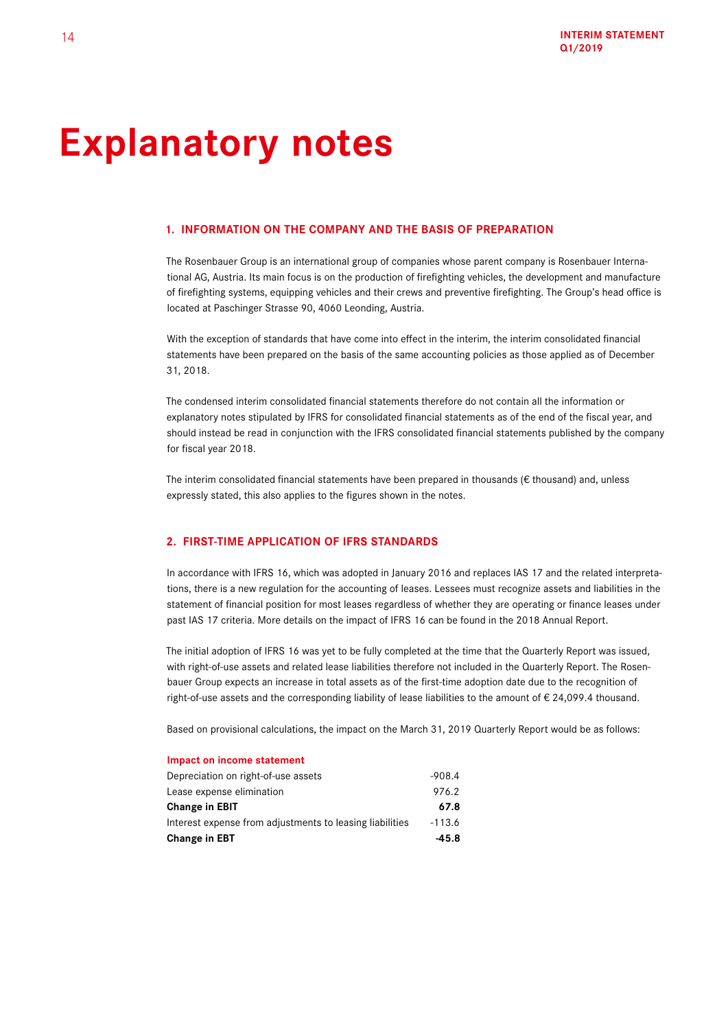# Explanatory notes

## 1. INFORMATION ON THE COMPANY AND THE BASIS OF PREPARATION

The Rosenbauer Group is an international group of companies whose parent company is Rosenbauer International AG, Austria. Its main focus is on the production of firefighting vehicles, the development and manufacture of firefighting systems, equipping vehicles and their crews and preventive firefighting. The Group's head office is located at Paschinger Strasse 90, 4060 Leonding, Austria.

With the exception of standards that have come into effect in the interim, the interim consolidated financial statements have been prepared on the basis of the same accounting policies as those applied as of December 31, 2018.

The condensed interim consolidated financial statements therefore do not contain all the information or explanatory notes stipulated by IFRS for consolidated financial statements as of the end of the fiscal year, and should instead be read in conjunction with the IFRS consolidated financial statements published by the company for fiscal year 2018.

The interim consolidated financial statements have been prepared in thousands (€ thousand) and, unless expressly stated, this also applies to the figures shown in the notes.

## 2. FIRST-TIME APPLICATION OF IFRS STANDARDS

In accordance with IFRS 16, which was adopted in January 2016 and replaces IAS 17 and the related interpretations, there is a new regulation for the accounting of leases. Lessees must recognize assets and liabilities in the statement of financial position for most leases regardless of whether they are operating or finance leases under past IAS 17 criteria. More details on the impact of IFRS 16 can be found in the 2018 Annual Report.

The initial adoption of IFRS 16 was yet to be fully completed at the time that the Quarterly Report was issued, with right-of-use assets and related lease liabilities therefore not included in the Quarterly Report. The Rosenbauer Group expects an increase in total assets as of the first-time adoption date due to the recognition of right-of-use assets and the corresponding liability of lease liabilities to the amount of € 24,099.4 thousand.

Based on provisional calculations, the impact on the March 31, 2019 Quarterly Report would be as follows:

| Impact on income statement | |
|---|---|
| Depreciation on right-of-use assets | -908.4 |
| Lease expense elimination | 976.2 |
| **Change in EBIT** | **67.8** |
| Interest expense from adjustments to leasing liabilities | -113.6 |
| **Change in EBT** | **-45.8** |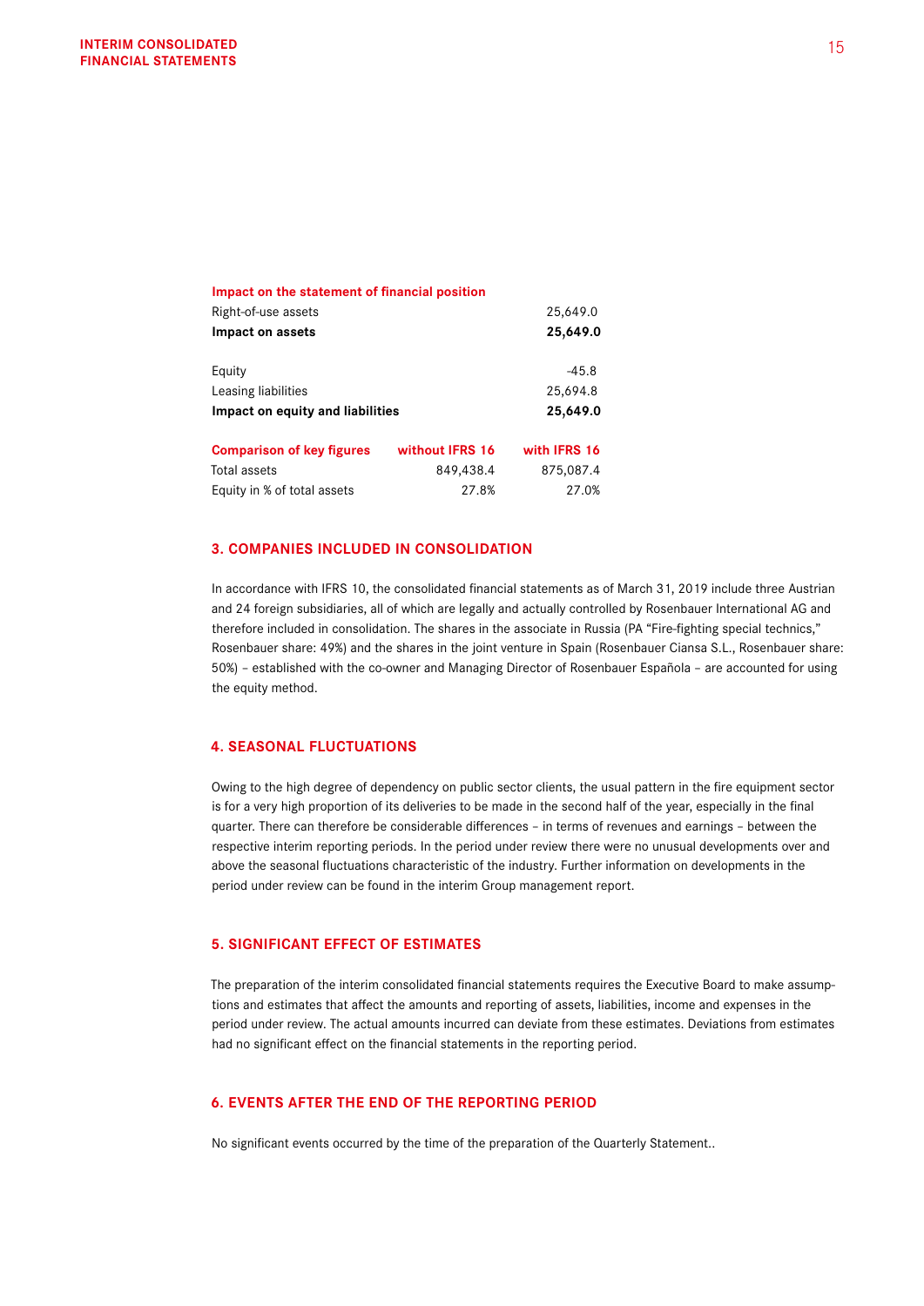| Impact on the statement of financial position | | |
|---|---|---|
| Right-of-use assets | | 25,649.0 |
| **Impact on assets** | | **25,649.0** |
| | | |
| Equity | | -45.8 |
| Leasing liabilities | | 25,694.8 |
| **Impact on equity and liabilities** | | **25,649.0** |

| Comparison of key figures | without IFRS 16 | with IFRS 16 |
|---|---|---|
| Total assets | 849,438.4 | 875,087.4 |
| Equity in % of total assets | 27.8% | 27.0% |

## 3. COMPANIES INCLUDED IN CONSOLIDATION

In accordance with IFRS 10, the consolidated financial statements as of March 31, 2019 include three Austrian and 24 foreign subsidiaries, all of which are legally and actually controlled by Rosenbauer International AG and therefore included in consolidation. The shares in the associate in Russia (PA "Fire-fighting special technics," Rosenbauer share: 49%) and the shares in the joint venture in Spain (Rosenbauer Ciansa S.L., Rosenbauer share: 50%) – established with the co-owner and Managing Director of Rosenbauer Española – are accounted for using the equity method.

## 4. SEASONAL FLUCTUATIONS

Owing to the high degree of dependency on public sector clients, the usual pattern in the fire equipment sector is for a very high proportion of its deliveries to be made in the second half of the year, especially in the final quarter. There can therefore be considerable differences – in terms of revenues and earnings – between the respective interim reporting periods. In the period under review there were no unusual developments over and above the seasonal fluctuations characteristic of the industry. Further information on developments in the period under review can be found in the interim Group management report.

## 5. SIGNIFICANT EFFECT OF ESTIMATES

The preparation of the interim consolidated financial statements requires the Executive Board to make assumptions and estimates that affect the amounts and reporting of assets, liabilities, income and expenses in the period under review. The actual amounts incurred can deviate from these estimates. Deviations from estimates had no significant effect on the financial statements in the reporting period.

## 6. EVENTS AFTER THE END OF THE REPORTING PERIOD

No significant events occurred by the time of the preparation of the Quarterly Statement..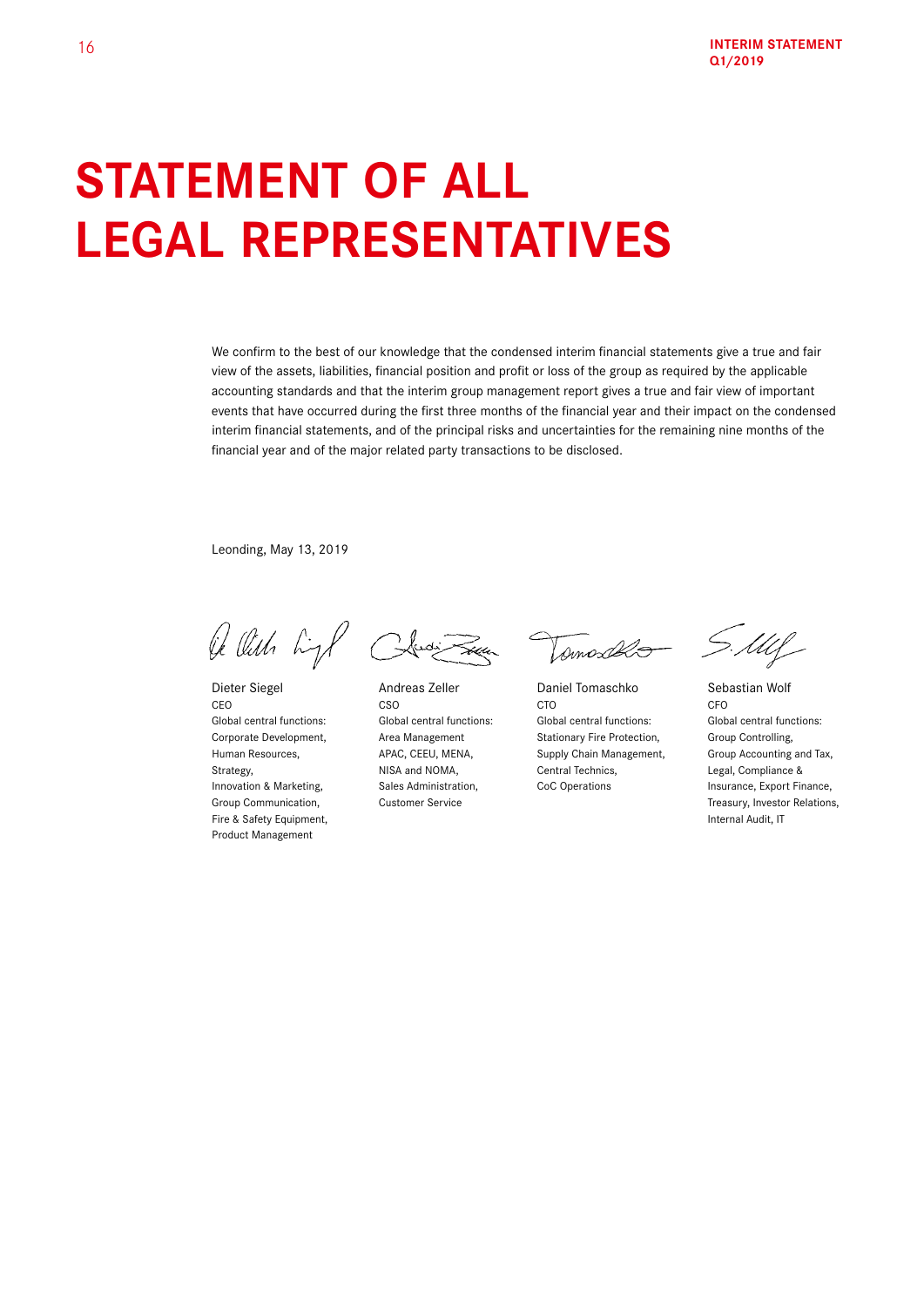# STATEMENT OF ALL LEGAL REPRESENTATIVES

We confirm to the best of our knowledge that the condensed interim financial statements give a true and fair view of the assets, liabilities, financial position and profit or loss of the group as required by the applicable accounting standards and that the interim group management report gives a true and fair view of important events that have occurred during the first three months of the financial year and their impact on the condensed interim financial statements, and of the principal risks and uncertainties for the remaining nine months of the financial year and of the major related party transactions to be disclosed.

Leonding, May 13, 2019

Dieter Siegel
CEO
Global central functions:
Corporate Development,
Human Resources,
Strategy,
Innovation & Marketing,
Group Communication,
Fire & Safety Equipment,
Product Management

Andreas Zeller
CSO
Global central functions:
Area Management
APAC, CEEU, MENA,
NISA and NOMA,
Sales Administration,
Customer Service

Daniel Tomaschko
CTO
Global central functions:
Stationary Fire Protection,
Supply Chain Management,
Central Technics,
CoC Operations

Sebastian Wolf
CFO
Global central functions:
Group Controlling,
Group Accounting and Tax,
Legal, Compliance &
Insurance, Export Finance,
Treasury, Investor Relations,
Internal Audit, IT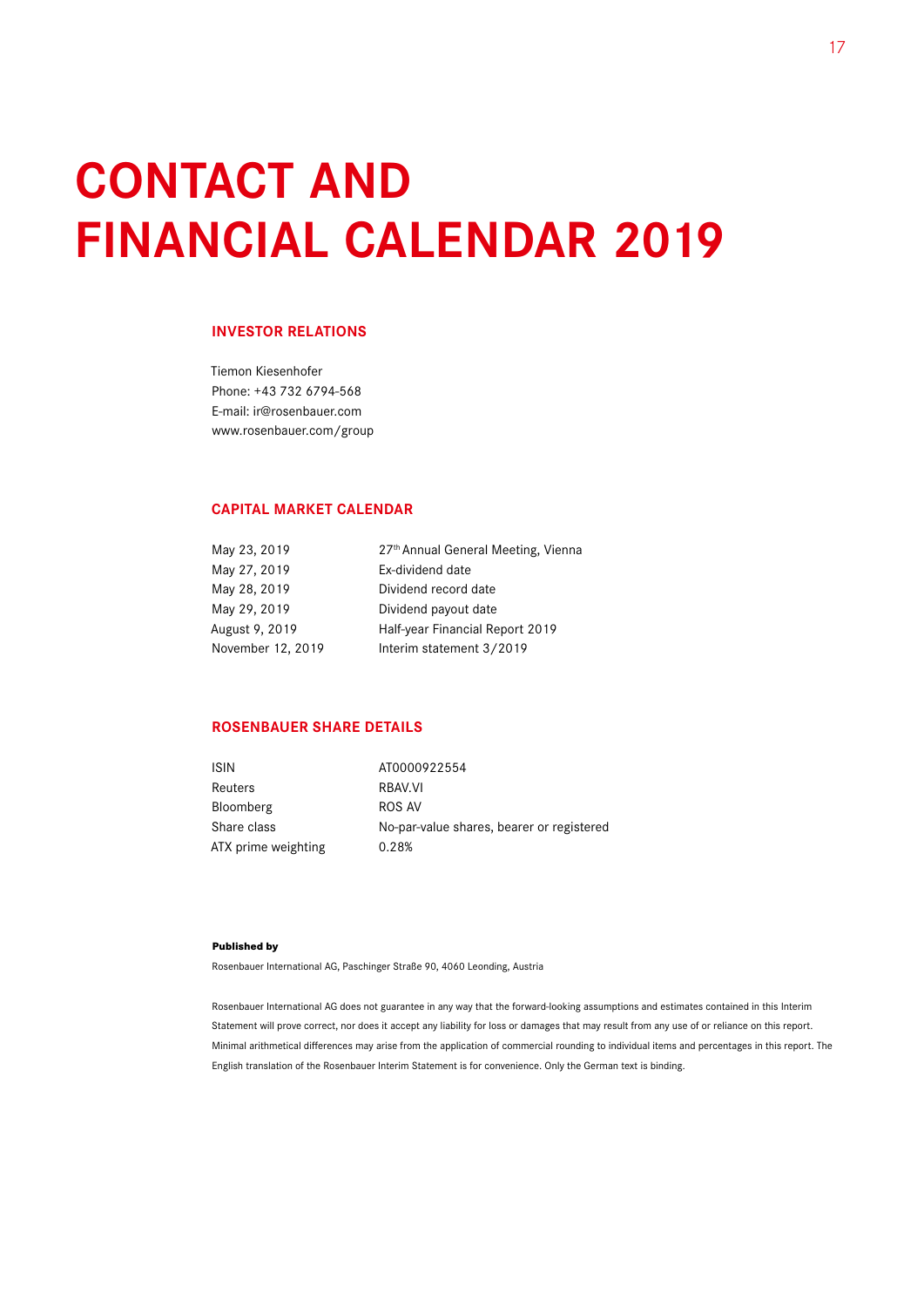# CONTACT AND FINANCIAL CALENDAR 2019

## INVESTOR RELATIONS

Tiemon Kiesenhofer
Phone: +43 732 6794-568
E-mail: ir@rosenbauer.com
www.rosenbauer.com/group

## CAPITAL MARKET CALENDAR

| | |
|---|---|
| May 23, 2019 | 27th Annual General Meeting, Vienna |
| May 27, 2019 | Ex-dividend date |
| May 28, 2019 | Dividend record date |
| May 29, 2019 | Dividend payout date |
| August 9, 2019 | Half-year Financial Report 2019 |
| November 12, 2019 | Interim statement 3/2019 |

## ROSENBAUER SHARE DETAILS

| | |
|---|---|
| ISIN | AT0000922554 |
| Reuters | RBAV.VI |
| Bloomberg | ROS AV |
| Share class | No-par-value shares, bearer or registered |
| ATX prime weighting | 0.28% |

**Published by**

Rosenbauer International AG, Paschinger Straße 90, 4060 Leonding, Austria

Rosenbauer International AG does not guarantee in any way that the forward-looking assumptions and estimates contained in this Interim Statement will prove correct, nor does it accept any liability for loss or damages that may result from any use of or reliance on this report. Minimal arithmetical differences may arise from the application of commercial rounding to individual items and percentages in this report. The English translation of the Rosenbauer Interim Statement is for convenience. Only the German text is binding.